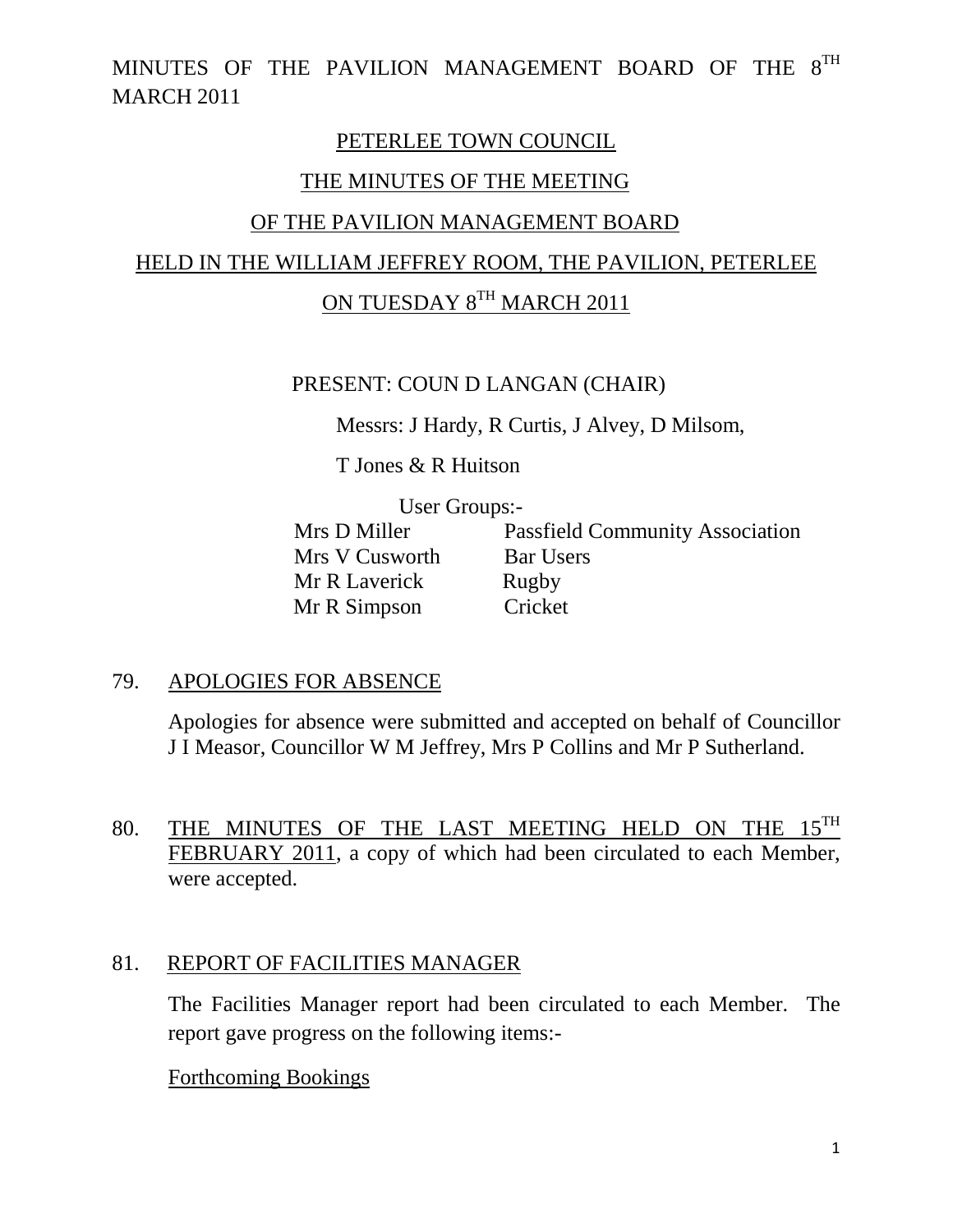MINUTES OF THE PAVILION MANAGEMENT BOARD OF THE 8TH MARCH 2011

# PETERLEE TOWN COUNCIL

## THE MINUTES OF THE MEETING

## OF THE PAVILION MANAGEMENT BOARD

## HELD IN THE WILLIAM JEFFREY ROOM, THE PAVILION, PETERLEE

## ON TUESDAY 8TH MARCH 2011

PRESENT: COUN D LANGAN (CHAIR)

Messrs: J Hardy, R Curtis, J Alvey, D Milsom,

T Jones & R Huitson

User Groups:-

| | |
|---|---|
| Mrs D Miller | Passfield Community Association |
| Mrs V Cusworth | Bar Users |
| Mr R Laverick | Rugby |
| Mr R Simpson | Cricket |

79. APOLOGIES FOR ABSENCE

Apologies for absence were submitted and accepted on behalf of Councillor J I Measor, Councillor W M Jeffrey, Mrs P Collins and Mr P Sutherland.

80. THE MINUTES OF THE LAST MEETING HELD ON THE 15TH FEBRUARY 2011, a copy of which had been circulated to each Member, were accepted.

81. REPORT OF FACILITIES MANAGER

The Facilities Manager report had been circulated to each Member. The report gave progress on the following items:-

Forthcoming Bookings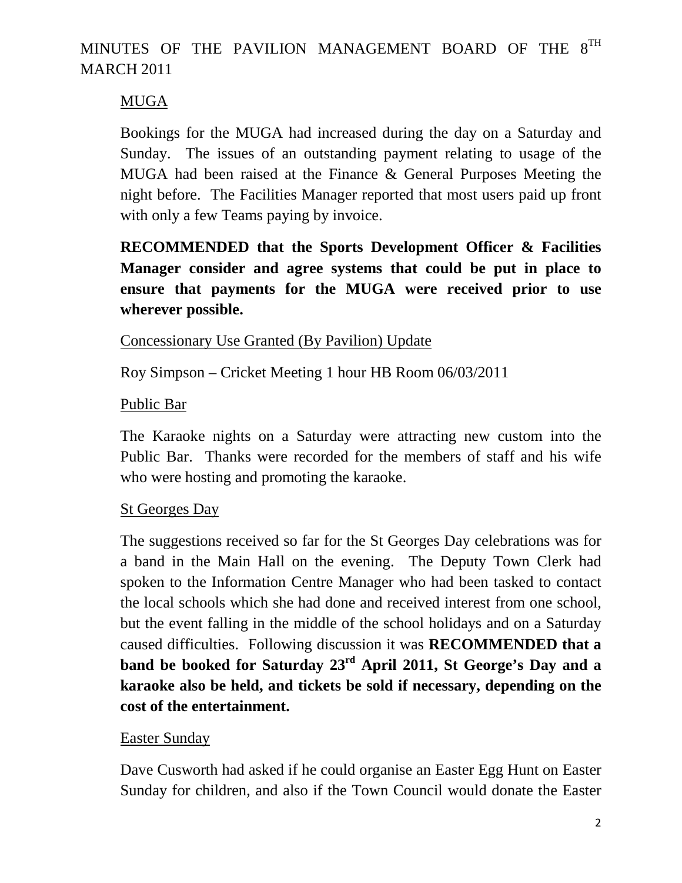# MINUTES OF THE PAVILION MANAGEMENT BOARD OF THE 8TH MARCH 2011

## MUGA

Bookings for the MUGA had increased during the day on a Saturday and Sunday. The issues of an outstanding payment relating to usage of the MUGA had been raised at the Finance & General Purposes Meeting the night before. The Facilities Manager reported that most users paid up front with only a few Teams paying by invoice.

**RECOMMENDED that the Sports Development Officer & Facilities Manager consider and agree systems that could be put in place to ensure that payments for the MUGA were received prior to use wherever possible.**

## Concessionary Use Granted (By Pavilion) Update

Roy Simpson – Cricket Meeting 1 hour HB Room 06/03/2011

## Public Bar

The Karaoke nights on a Saturday were attracting new custom into the Public Bar. Thanks were recorded for the members of staff and his wife who were hosting and promoting the karaoke.

## St Georges Day

The suggestions received so far for the St Georges Day celebrations was for a band in the Main Hall on the evening. The Deputy Town Clerk had spoken to the Information Centre Manager who had been tasked to contact the local schools which she had done and received interest from one school, but the event falling in the middle of the school holidays and on a Saturday caused difficulties. Following discussion it was **RECOMMENDED that a band be booked for Saturday 23rd April 2011, St George's Day and a karaoke also be held, and tickets be sold if necessary, depending on the cost of the entertainment.**

## Easter Sunday

Dave Cusworth had asked if he could organise an Easter Egg Hunt on Easter Sunday for children, and also if the Town Council would donate the Easter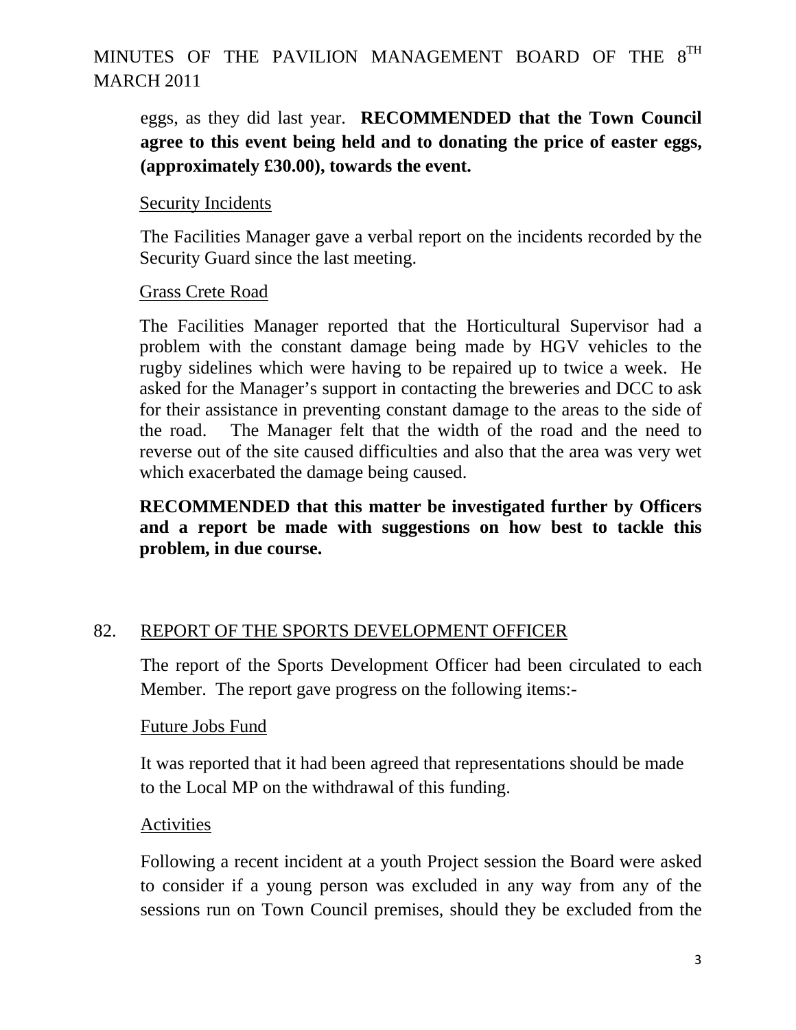eggs, as they did last year. **RECOMMENDED that the Town Council agree to this event being held and to donating the price of easter eggs, (approximately £30.00), towards the event.**

Security Incidents

The Facilities Manager gave a verbal report on the incidents recorded by the Security Guard since the last meeting.

Grass Crete Road

The Facilities Manager reported that the Horticultural Supervisor had a problem with the constant damage being made by HGV vehicles to the rugby sidelines which were having to be repaired up to twice a week. He asked for the Manager's support in contacting the breweries and DCC to ask for their assistance in preventing constant damage to the areas to the side of the road. The Manager felt that the width of the road and the need to reverse out of the site caused difficulties and also that the area was very wet which exacerbated the damage being caused.

**RECOMMENDED that this matter be investigated further by Officers and a report be made with suggestions on how best to tackle this problem, in due course.**

## 82. REPORT OF THE SPORTS DEVELOPMENT OFFICER

The report of the Sports Development Officer had been circulated to each Member. The report gave progress on the following items:-

Future Jobs Fund

It was reported that it had been agreed that representations should be made to the Local MP on the withdrawal of this funding.

Activities

Following a recent incident at a youth Project session the Board were asked to consider if a young person was excluded in any way from any of the sessions run on Town Council premises, should they be excluded from the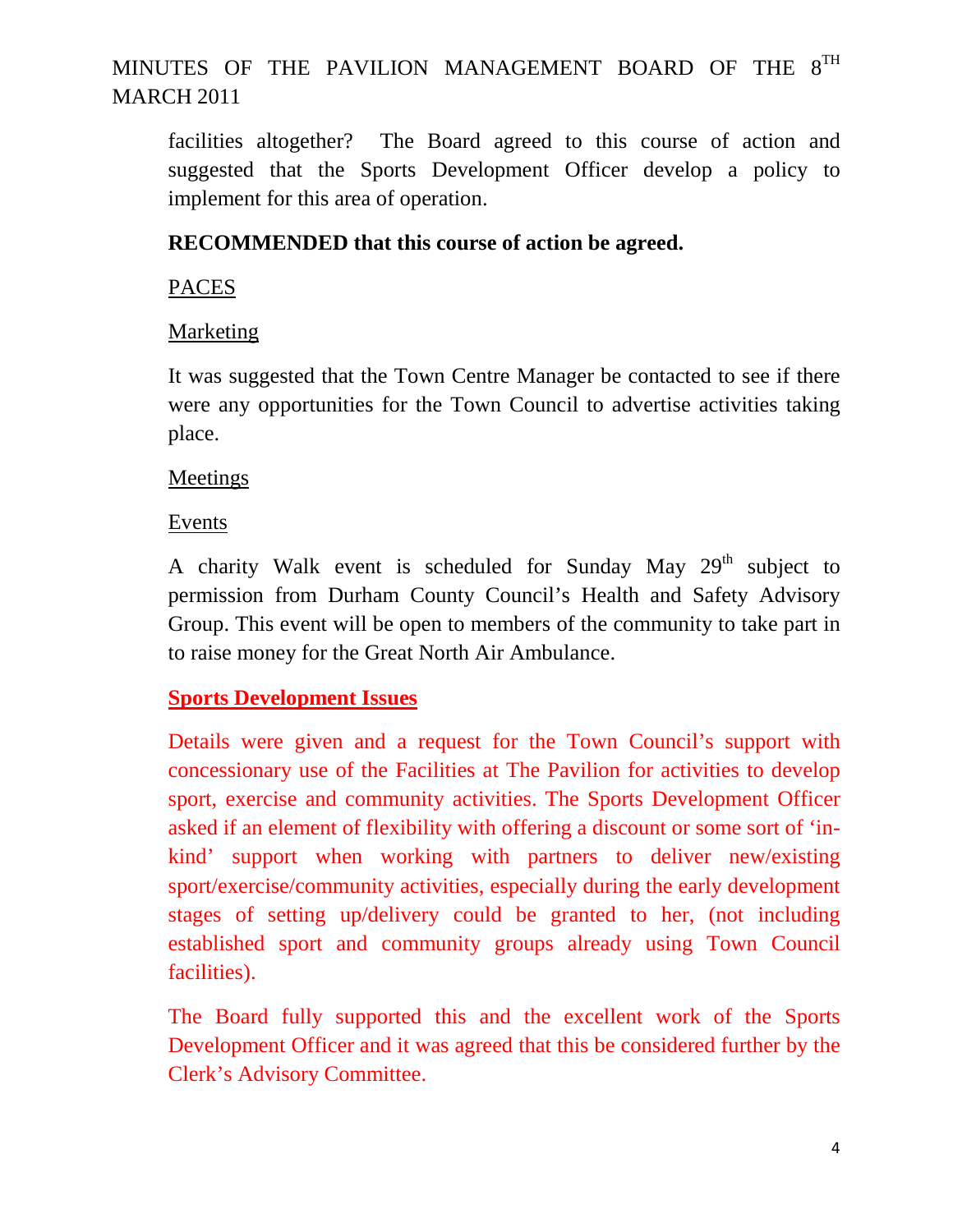facilities altogether? The Board agreed to this course of action and suggested that the Sports Development Officer develop a policy to implement for this area of operation.

**RECOMMENDED that this course of action be agreed.**

PACES

Marketing

It was suggested that the Town Centre Manager be contacted to see if there were any opportunities for the Town Council to advertise activities taking place.

Meetings

Events

A charity Walk event is scheduled for Sunday May 29th subject to permission from Durham County Council's Health and Safety Advisory Group. This event will be open to members of the community to take part in to raise money for the Great North Air Ambulance.

**Sports Development Issues**

Details were given and a request for the Town Council's support with concessionary use of the Facilities at The Pavilion for activities to develop sport, exercise and community activities. The Sports Development Officer asked if an element of flexibility with offering a discount or some sort of 'in-kind' support when working with partners to deliver new/existing sport/exercise/community activities, especially during the early development stages of setting up/delivery could be granted to her, (not including established sport and community groups already using Town Council facilities).

The Board fully supported this and the excellent work of the Sports Development Officer and it was agreed that this be considered further by the Clerk's Advisory Committee.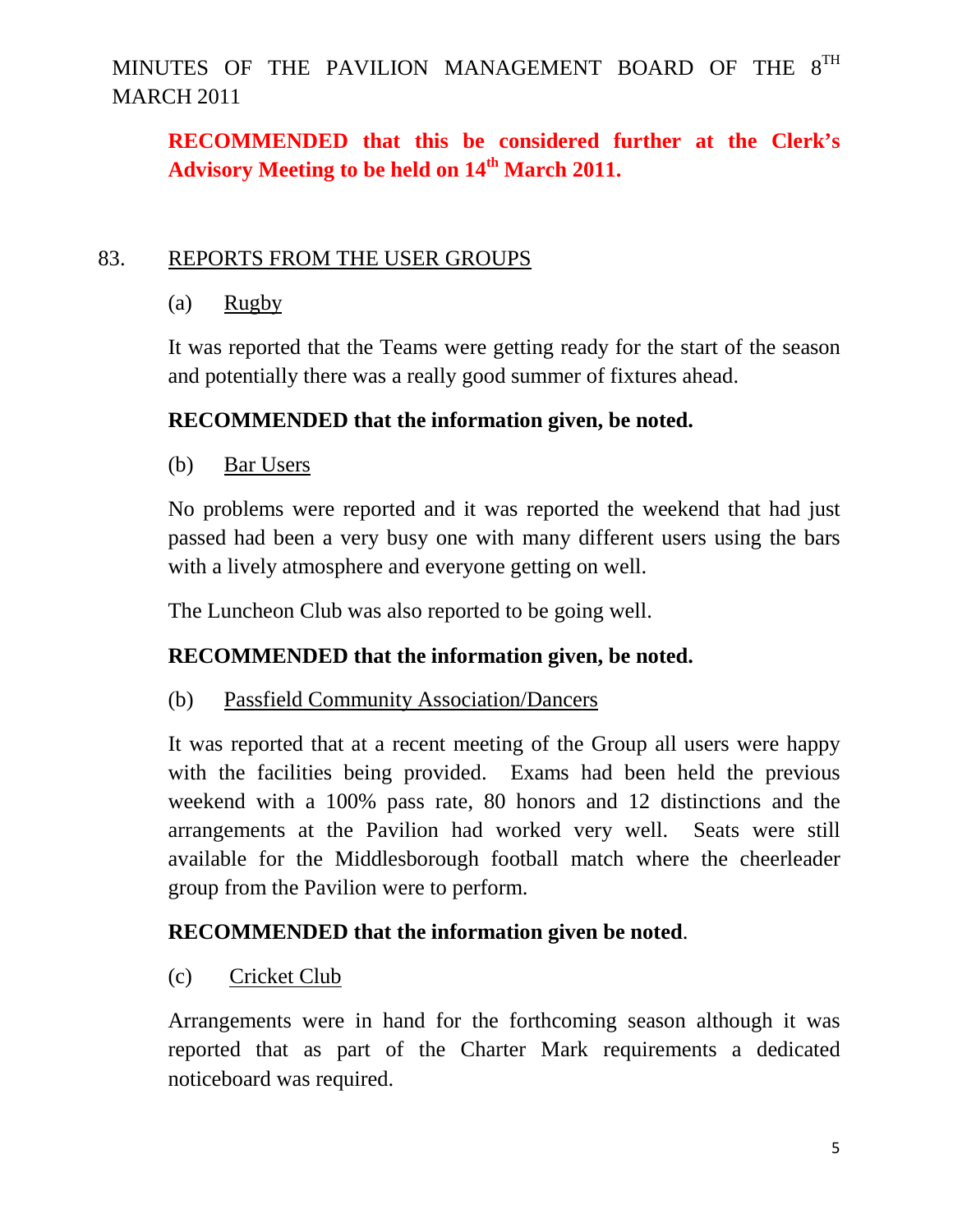**RECOMMENDED that this be considered further at the Clerk's Advisory Meeting to be held on 14th March 2011.**

83. REPORTS FROM THE USER GROUPS

(a) Rugby

It was reported that the Teams were getting ready for the start of the season and potentially there was a really good summer of fixtures ahead.

**RECOMMENDED that the information given, be noted.**

(b) Bar Users

No problems were reported and it was reported the weekend that had just passed had been a very busy one with many different users using the bars with a lively atmosphere and everyone getting on well.

The Luncheon Club was also reported to be going well.

**RECOMMENDED that the information given, be noted.**

(b) Passfield Community Association/Dancers

It was reported that at a recent meeting of the Group all users were happy with the facilities being provided. Exams had been held the previous weekend with a 100% pass rate, 80 honors and 12 distinctions and the arrangements at the Pavilion had worked very well. Seats were still available for the Middlesborough football match where the cheerleader group from the Pavilion were to perform.

**RECOMMENDED that the information given be noted**.

(c) Cricket Club

Arrangements were in hand for the forthcoming season although it was reported that as part of the Charter Mark requirements a dedicated noticeboard was required.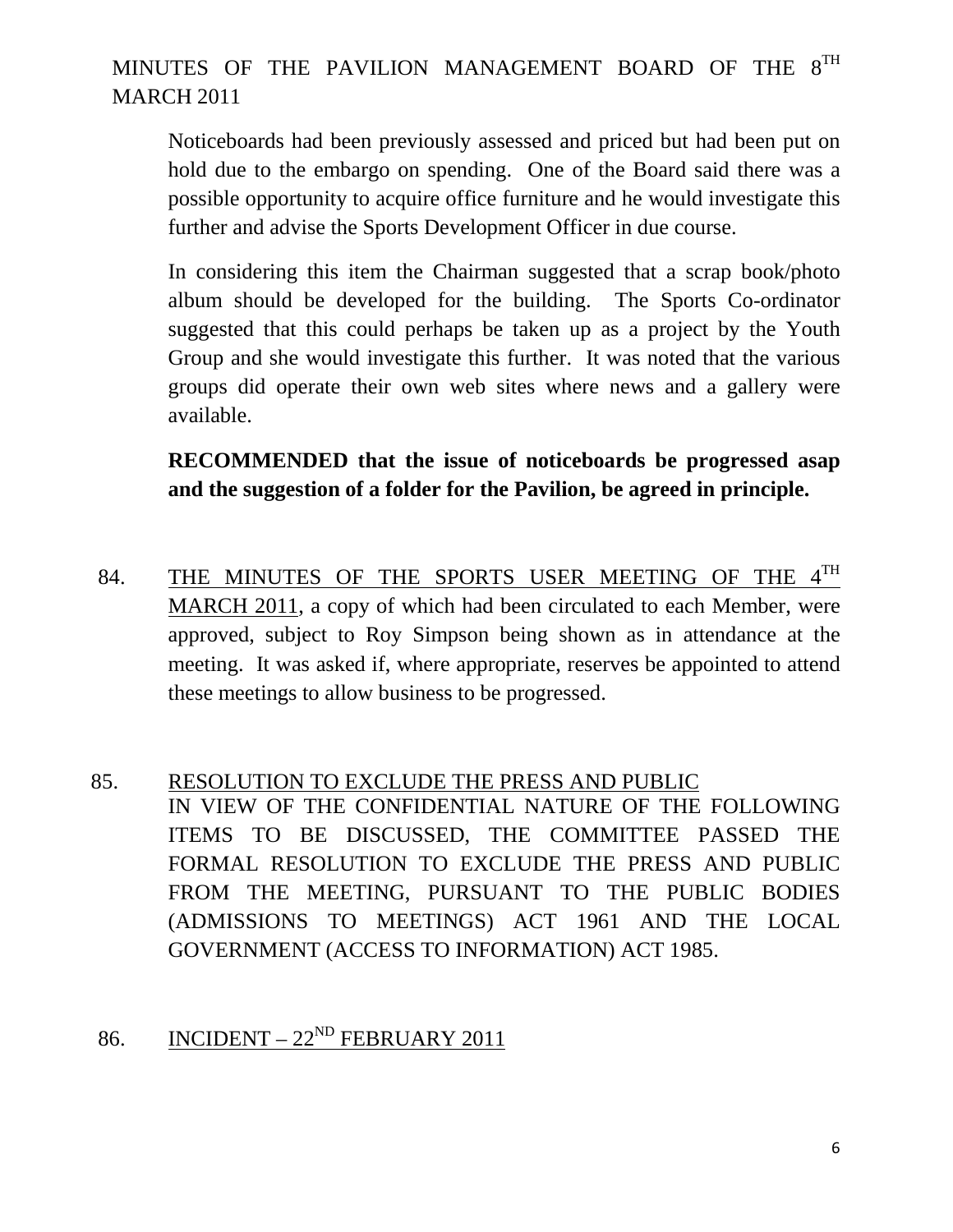MINUTES OF THE PAVILION MANAGEMENT BOARD OF THE 8TH MARCH 2011

Noticeboards had been previously assessed and priced but had been put on hold due to the embargo on spending. One of the Board said there was a possible opportunity to acquire office furniture and he would investigate this further and advise the Sports Development Officer in due course.

In considering this item the Chairman suggested that a scrap book/photo album should be developed for the building. The Sports Co-ordinator suggested that this could perhaps be taken up as a project by the Youth Group and she would investigate this further. It was noted that the various groups did operate their own web sites where news and a gallery were available.

**RECOMMENDED that the issue of noticeboards be progressed asap and the suggestion of a folder for the Pavilion, be agreed in principle.**

84. THE MINUTES OF THE SPORTS USER MEETING OF THE 4TH MARCH 2011, a copy of which had been circulated to each Member, were approved, subject to Roy Simpson being shown as in attendance at the meeting. It was asked if, where appropriate, reserves be appointed to attend these meetings to allow business to be progressed.

85. RESOLUTION TO EXCLUDE THE PRESS AND PUBLIC
IN VIEW OF THE CONFIDENTIAL NATURE OF THE FOLLOWING ITEMS TO BE DISCUSSED, THE COMMITTEE PASSED THE FORMAL RESOLUTION TO EXCLUDE THE PRESS AND PUBLIC FROM THE MEETING, PURSUANT TO THE PUBLIC BODIES (ADMISSIONS TO MEETINGS) ACT 1961 AND THE LOCAL GOVERNMENT (ACCESS TO INFORMATION) ACT 1985.

86. INCIDENT – 22ND FEBRUARY 2011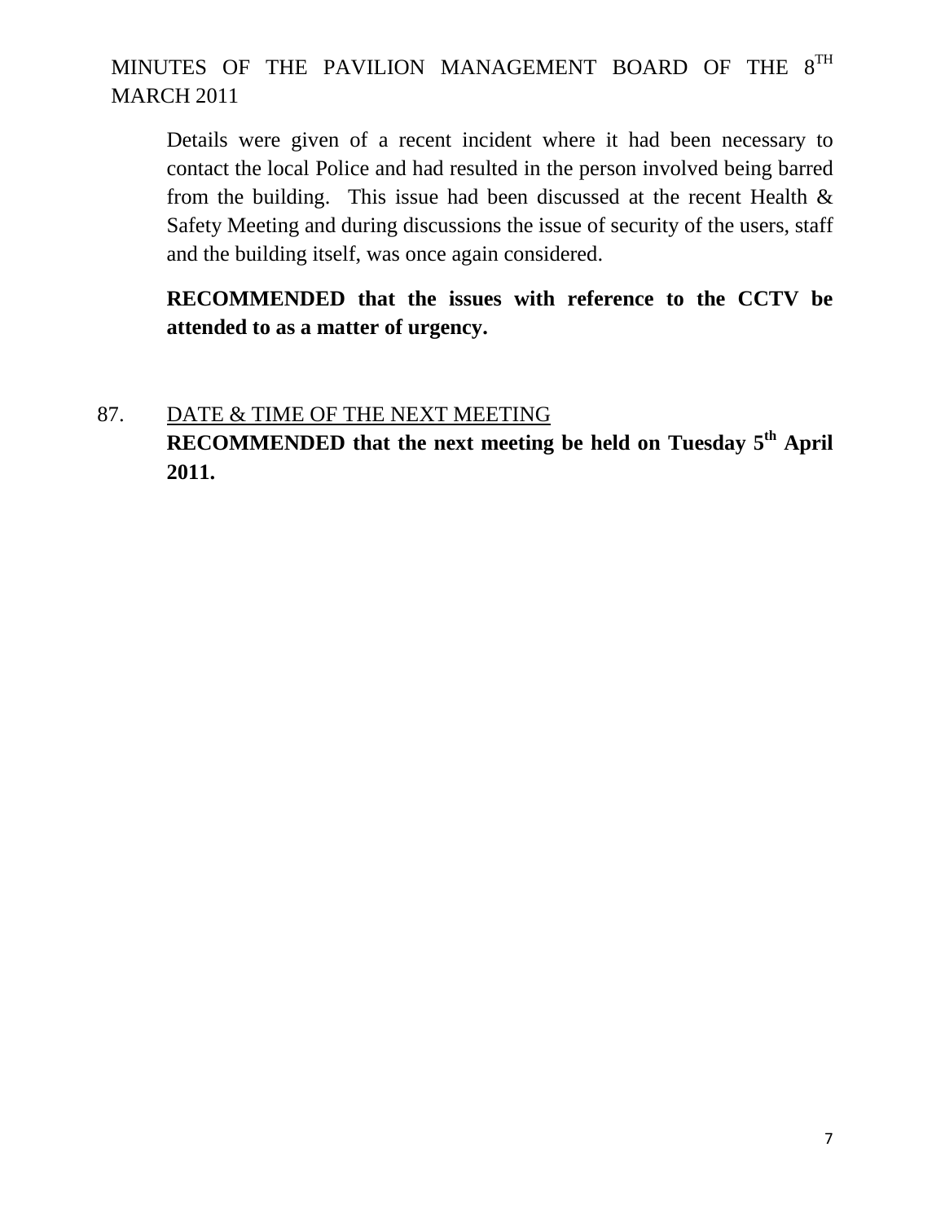MINUTES OF THE PAVILION MANAGEMENT BOARD OF THE 8TH MARCH 2011

Details were given of a recent incident where it had been necessary to contact the local Police and had resulted in the person involved being barred from the building. This issue had been discussed at the recent Health & Safety Meeting and during discussions the issue of security of the users, staff and the building itself, was once again considered.

**RECOMMENDED that the issues with reference to the CCTV be attended to as a matter of urgency.**

87. DATE & TIME OF THE NEXT MEETING

**RECOMMENDED that the next meeting be held on Tuesday 5th April 2011.**